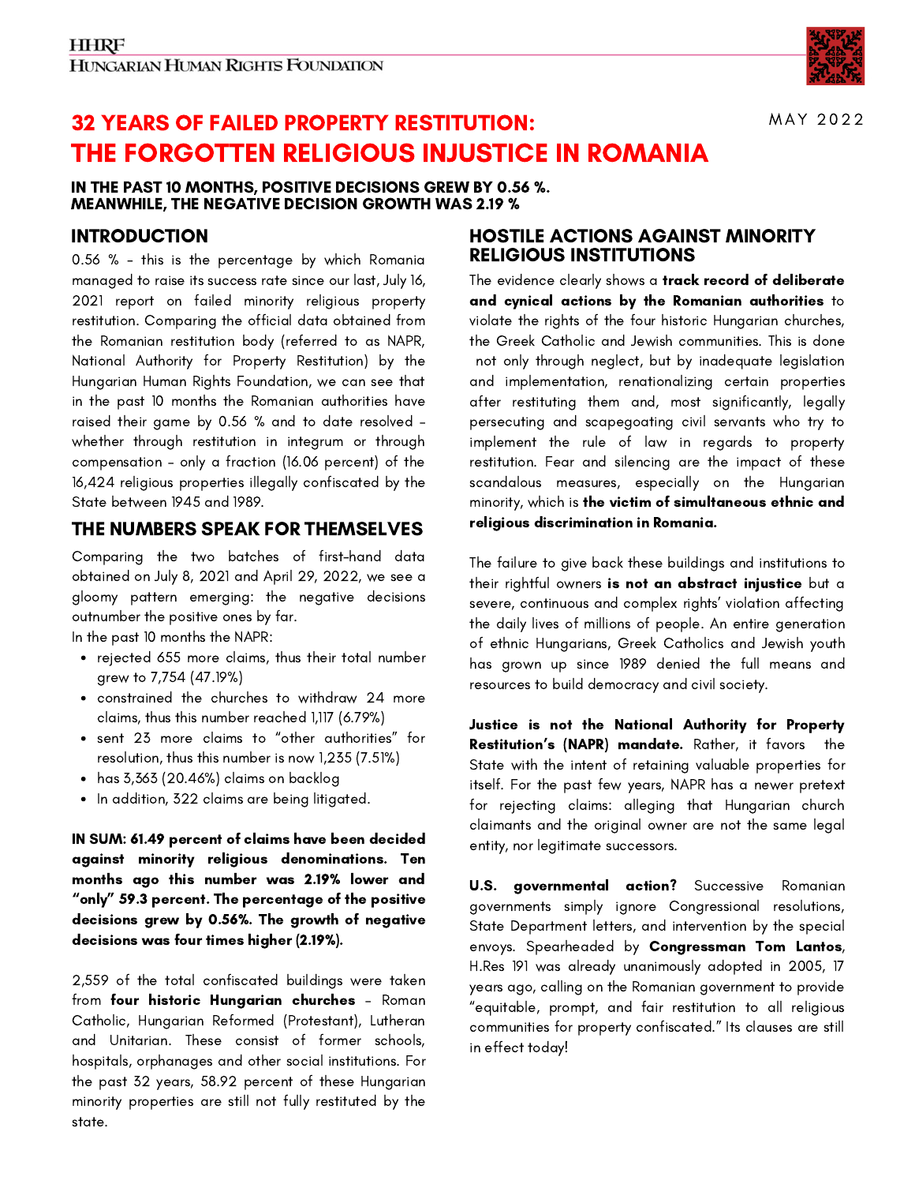HHRF
HUNGARIAN HUMAN RIGHTS FOUNDATION

MAY 2022

# 32 YEARS OF FAILED PROPERTY RESTITUTION: THE FORGOTTEN RELIGIOUS INJUSTICE IN ROMANIA

**IN THE PAST 10 MONTHS, POSITIVE DECISIONS GREW BY 0.56 %. MEANWHILE, THE NEGATIVE DECISION GROWTH WAS 2.19 %**

## INTRODUCTION

0.56 % – this is the percentage by which Romania managed to raise its success rate since our last, July 16, 2021 report on failed minority religious property restitution. Comparing the official data obtained from the Romanian restitution body (referred to as NAPR, National Authority for Property Restitution) by the Hungarian Human Rights Foundation, we can see that in the past 10 months the Romanian authorities have raised their game by 0.56 % and to date resolved – whether through restitution in integrum or through compensation – only a fraction (16.06 percent) of the 16,424 religious properties illegally confiscated by the State between 1945 and 1989.

## THE NUMBERS SPEAK FOR THEMSELVES

Comparing the two batches of first-hand data obtained on July 8, 2021 and April 29, 2022, we see a gloomy pattern emerging: the negative decisions outnumber the positive ones by far.

In the past 10 months the NAPR:

- rejected 655 more claims, thus their total number grew to 7,754 (47.19%)
- constrained the churches to withdraw 24 more claims, thus this number reached 1,117 (6.79%)
- sent 23 more claims to "other authorities" for resolution, thus this number is now 1,235 (7.51%)
- has 3,363 (20.46%) claims on backlog
- In addition, 322 claims are being litigated.

**IN SUM: 61.49 percent of claims have been decided against minority religious denominations. Ten months ago this number was 2.19% lower and "only" 59.3 percent. The percentage of the positive decisions grew by 0.56%. The growth of negative decisions was four times higher (2.19%).**

2,559 of the total confiscated buildings were taken from **four historic Hungarian churches** – Roman Catholic, Hungarian Reformed (Protestant), Lutheran and Unitarian. These consist of former schools, hospitals, orphanages and other social institutions. For the past 32 years, 58.92 percent of these Hungarian minority properties are still not fully restituted by the state.

## HOSTILE ACTIONS AGAINST MINORITY RELIGIOUS INSTITUTIONS

The evidence clearly shows a **track record of deliberate and cynical actions by the Romanian authorities** to violate the rights of the four historic Hungarian churches, the Greek Catholic and Jewish communities. This is done not only through neglect, but by inadequate legislation and implementation, renationalizing certain properties after restituting them and, most significantly, legally persecuting and scapegoating civil servants who try to implement the rule of law in regards to property restitution. Fear and silencing are the impact of these scandalous measures, especially on the Hungarian minority, which is **the victim of simultaneous ethnic and religious discrimination in Romania.**

The failure to give back these buildings and institutions to their rightful owners **is not an abstract injustice** but a severe, continuous and complex rights' violation affecting the daily lives of millions of people. An entire generation of ethnic Hungarians, Greek Catholics and Jewish youth has grown up since 1989 denied the full means and resources to build democracy and civil society.

**Justice is not the National Authority for Property Restitution's (NAPR) mandate.** Rather, it favors the State with the intent of retaining valuable properties for itself. For the past few years, NAPR has a newer pretext for rejecting claims: alleging that Hungarian church claimants and the original owner are not the same legal entity, nor legitimate successors.

**U.S. governmental action?** Successive Romanian governments simply ignore Congressional resolutions, State Department letters, and intervention by the special envoys. Spearheaded by **Congressman Tom Lantos**, H.Res 191 was already unanimously adopted in 2005, 17 years ago, calling on the Romanian government to provide "equitable, prompt, and fair restitution to all religious communities for property confiscated." Its clauses are still in effect today!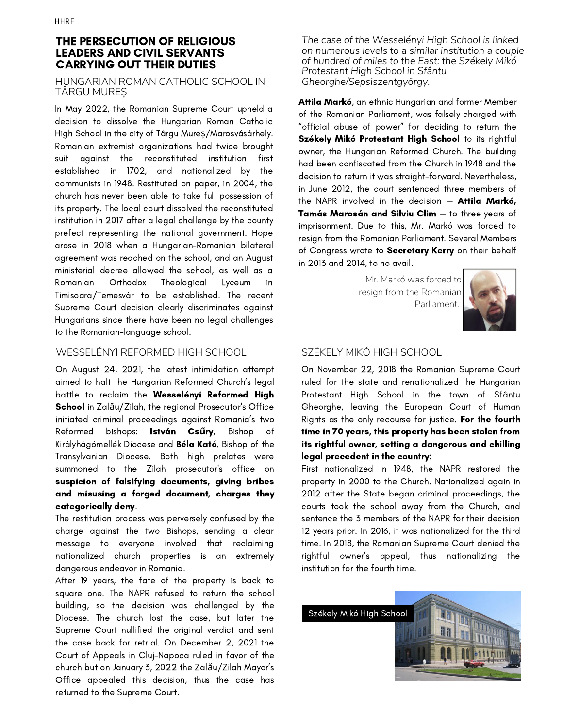## THE PERSECUTION OF RELIGIOUS LEADERS AND CIVIL SERVANTS CARRYING OUT THEIR DUTIES

### HUNGARIAN ROMAN CATHOLIC SCHOOL IN TÂRGU MUREȘ

In May 2022, the Romanian Supreme Court upheld a decision to dissolve the Hungarian Roman Catholic High School in the city of Târgu Mureș/Marosvásárhely. Romanian extremist organizations had twice brought suit against the reconstituted institution first established in 1702, and nationalized by the communists in 1948. Restituted on paper, in 2004, the church has never been able to take full possession of its property. The local court dissolved the reconstituted institution in 2017 after a legal challenge by the county prefect representing the national government. Hope arose in 2018 when a Hungarian-Romanian bilateral agreement was reached on the school, and an August ministerial decree allowed the school, as well as a Romanian Orthodox Theological Lyceum in Timisoara/Temesvár to be established. The recent Supreme Court decision clearly discriminates against Hungarians since there have been no legal challenges to the Romanian-language school.

### WESSELÉNYI REFORMED HIGH SCHOOL

On August 24, 2021, the latest intimidation attempt aimed to halt the Hungarian Reformed Church's legal battle to reclaim the **Wesselényi Reformed High School** in Zalău/Zilah, the regional Prosecutor's Office initiated criminal proceedings against Romania's two Reformed bishops: **István Csűry**, Bishop of Királyhágómellék Diocese and **Béla Kató**, Bishop of the Transylvanian Diocese. Both high prelates were summoned to the Zilah prosecutor's office on **suspicion of falsifying documents, giving bribes and misusing a forged document, charges they categorically deny**.

The restitution process was perversely confused by the charge against the two Bishops, sending a clear message to everyone involved that reclaiming nationalized church properties is an extremely dangerous endeavor in Romania.

After 19 years, the fate of the property is back to square one. The NAPR refused to return the school building, so the decision was challenged by the Diocese. The church lost the case, but later the Supreme Court nullified the original verdict and sent the case back for retrial. On December 2, 2021 the Court of Appeals in Cluj-Napoca ruled in favor of the church but on January 3, 2022 the Zalău/Zilah Mayor's Office appealed this decision, thus the case has returned to the Supreme Court.

*The case of the Wesselényi High School is linked on numerous levels to a similar institution a couple of hundred of miles to the East: the Székely Mikó Protestant High School in Sfântu Gheorghe/Sepsiszentgyörgy.*

**Attila Markó**, an ethnic Hungarian and former Member of the Romanian Parliament, was falsely charged with "official abuse of power" for deciding to return the **Székely Mikó Protestant High School** to its rightful owner, the Hungarian Reformed Church. The building had been confiscated from the Church in 1948 and the decision to return it was straight-forward. Nevertheless, in June 2012, the court sentenced three members of the NAPR involved in the decision — **Attila Markó, Tamás Marosán and Silviu Clim** — to three years of imprisonment. Due to this, Mr. Markó was forced to resign from the Romanian Parliament. Several Members of Congress wrote to **Secretary Kerry** on their behalf in 2013 and 2014, to no avail.

Mr. Markó was forced to resign from the Romanian Parliament.

### SZÉKELY MIKÓ HIGH SCHOOL

On November 22, 2018 the Romanian Supreme Court ruled for the state and renationalized the Hungarian Protestant High School in the town of Sfântu Gheorghe, leaving the European Court of Human Rights as the only recourse for justice. **For the fourth time in 70 years, this property has been stolen from its rightful owner, setting a dangerous and chilling legal precedent in the country**:

First nationalized in 1948, the NAPR restored the property in 2000 to the Church. Nationalized again in 2012 after the State began criminal proceedings, the courts took the school away from the Church, and sentence the 3 members of the NAPR for their decision 12 years prior. In 2016, it was nationalized for the third time. In 2018, the Romanian Supreme Court denied the rightful owner's appeal, thus nationalizing the institution for the fourth time.

Székely Mikó High School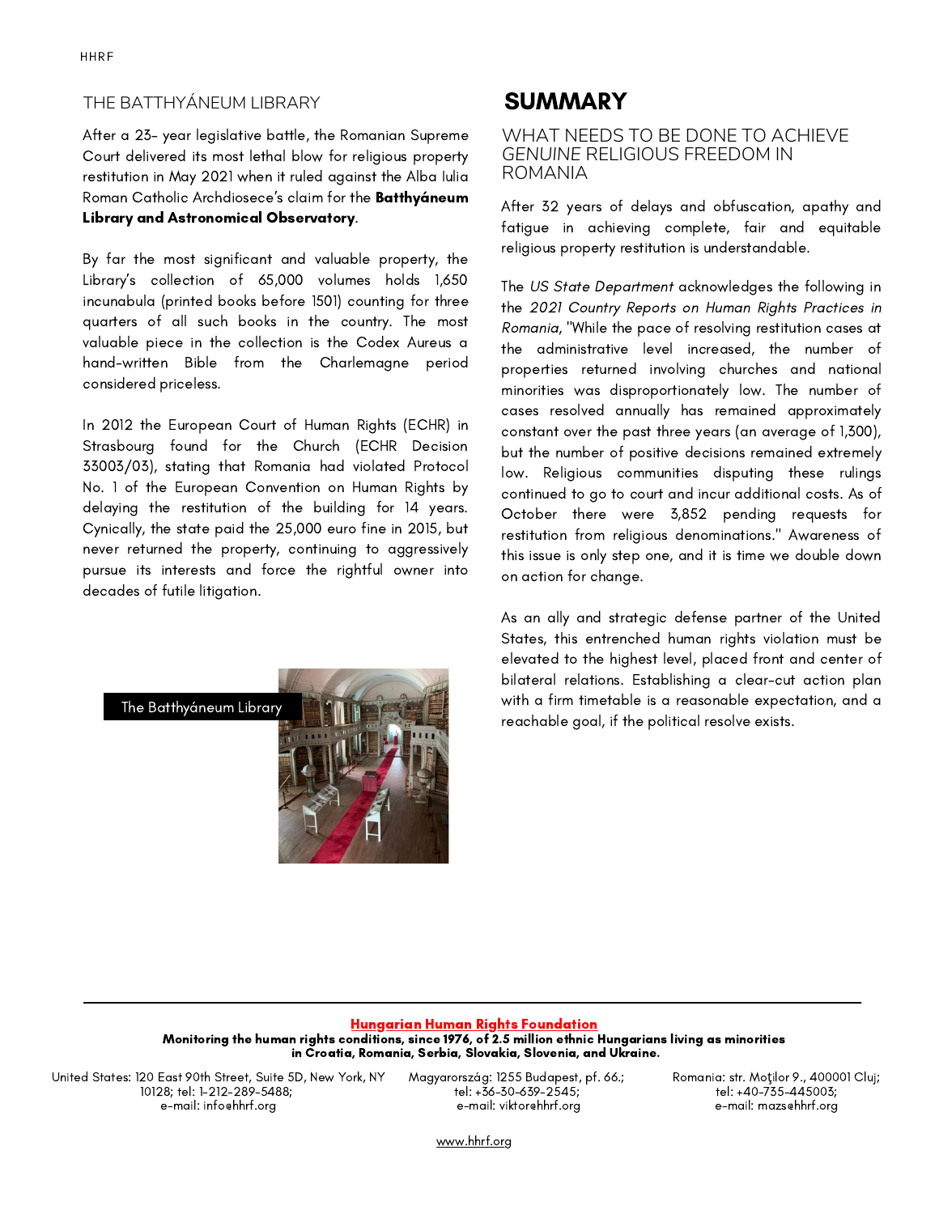## THE BATTHYÁNEUM LIBRARY

After a 23- year legislative battle, the Romanian Supreme Court delivered its most lethal blow for religious property restitution in May 2021 when it ruled against the Alba Iulia Roman Catholic Archdiosece's claim for the **Batthyáneum Library and Astronomical Observatory**.

By far the most significant and valuable property, the Library's collection of 65,000 volumes holds 1,650 incunabula (printed books before 1501) counting for three quarters of all such books in the country. The most valuable piece in the collection is the Codex Aureus a hand-written Bible from the Charlemagne period considered priceless.

In 2012 the European Court of Human Rights (ECHR) in Strasbourg found for the Church (ECHR Decision 33003/03), stating that Romania had violated Protocol No. 1 of the European Convention on Human Rights by delaying the restitution of the building for 14 years. Cynically, the state paid the 25,000 euro fine in 2015, but never returned the property, continuing to aggressively pursue its interests and force the rightful owner into decades of futile litigation.

The Batthyáneum Library

# SUMMARY

## WHAT NEEDS TO BE DONE TO ACHIEVE *GENUINE* RELIGIOUS FREEDOM IN ROMANIA

After 32 years of delays and obfuscation, apathy and fatigue in achieving complete, fair and equitable religious property restitution is understandable.

The *US State Department* acknowledges the following in the *2021 Country Reports on Human Rights Practices in Romania*, "While the pace of resolving restitution cases at the administrative level increased, the number of properties returned involving churches and national minorities was disproportionately low. The number of cases resolved annually has remained approximately constant over the past three years (an average of 1,300), but the number of positive decisions remained extremely low. Religious communities disputing these rulings continued to go to court and incur additional costs. As of October there were 3,852 pending requests for restitution from religious denominations." Awareness of this issue is only step one, and it is time we double down on action for change.

As an ally and strategic defense partner of the United States, this entrenched human rights violation must be elevated to the highest level, placed front and center of bilateral relations. Establishing a clear-cut action plan with a firm timetable is a reasonable expectation, and a reachable goal, if the political resolve exists.

---

**Hungarian Human Rights Foundation**

**Monitoring the human rights conditions, since 1976, of 2.5 million ethnic Hungarians living as minorities in Croatia, Romania, Serbia, Slovakia, Slovenia, and Ukraine.**

United States: 120 East 90th Street, Suite 5D, New York, NY 10128; tel: 1-212-289-5488; e-mail: info@hhrf.org

Magyarország: 1255 Budapest, pf. 66.; tel: +36-30-639-2545; e-mail: viktor@hhrf.org

Romania: str. Moţilor 9., 400001 Cluj; tel: +40-735-445003; e-mail: mazs@hhrf.org

www.hhrf.org